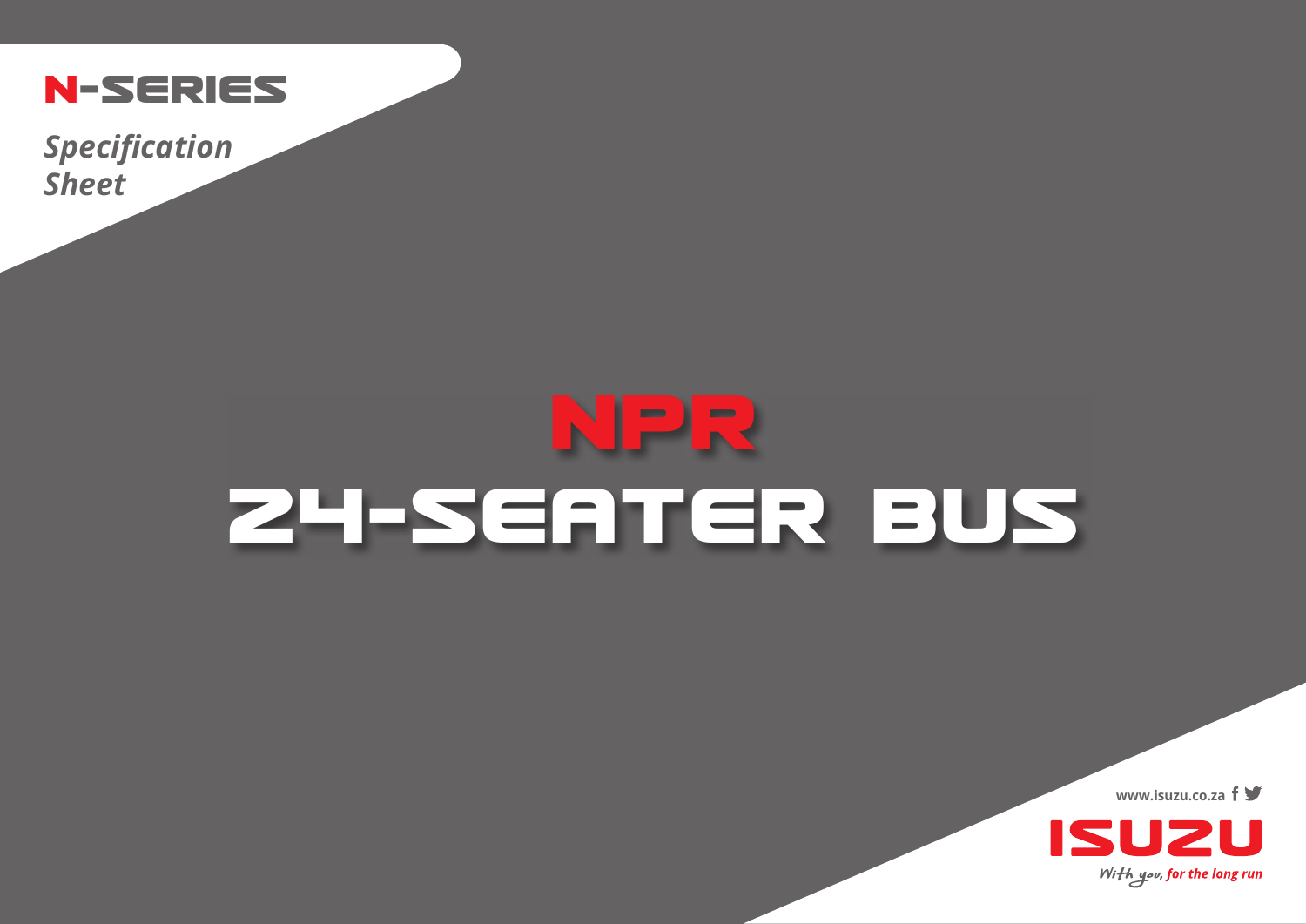# N-SERIES

*Specification Sheet*

# NPR

# 24-SEATER BUS

www.isuzu.co.za

ISUZU

*With you, for the long run*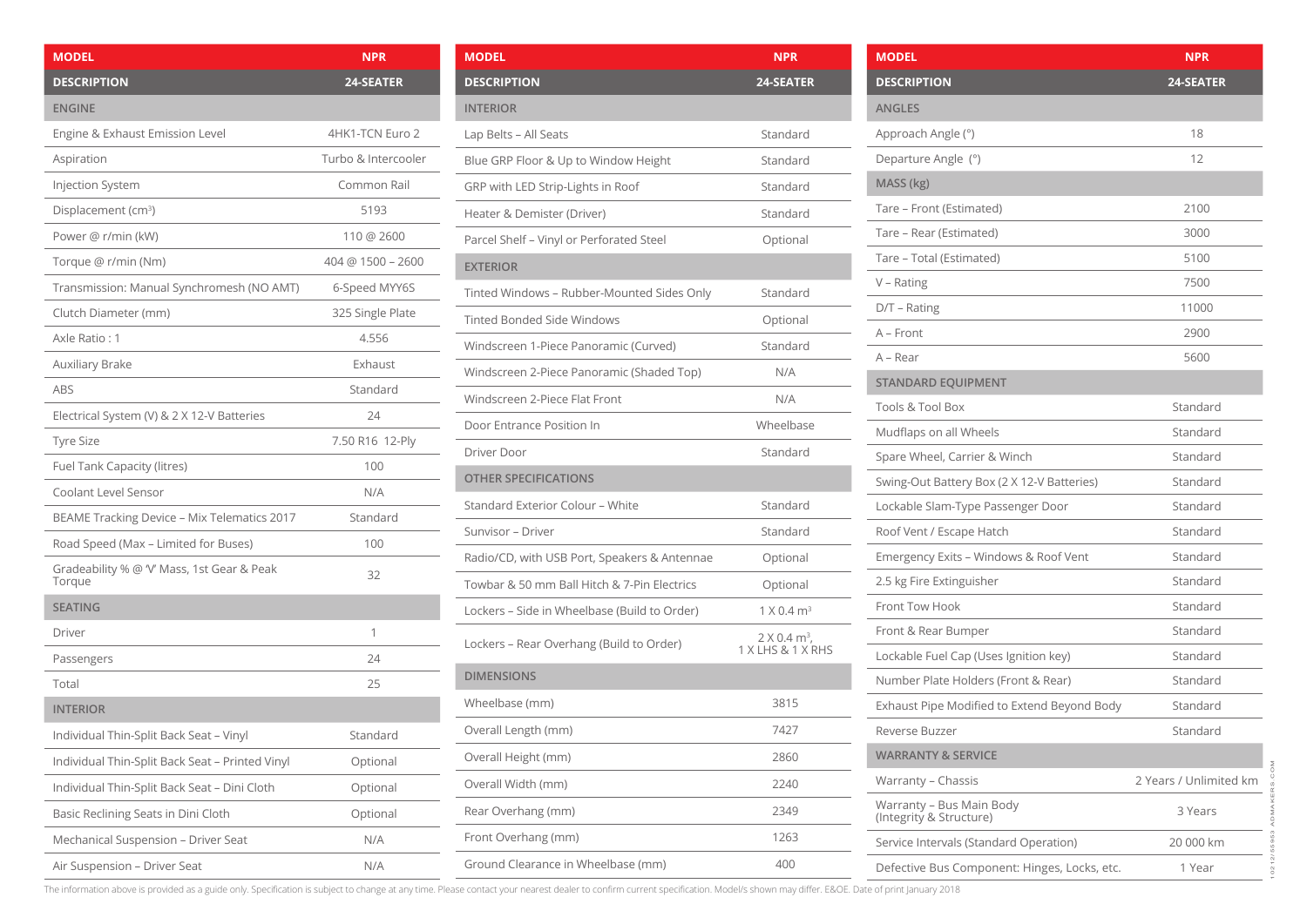| MODEL | NPR |
|---|---|
| **DESCRIPTION** | **24-SEATER** |
| **ENGINE** | |
| Engine & Exhaust Emission Level | 4HK1-TCN Euro 2 |
| Aspiration | Turbo & Intercooler |
| Injection System | Common Rail |
| Displacement (cm³) | 5193 |
| Power @ r/min (kW) | 110 @ 2600 |
| Torque @ r/min (Nm) | 404 @ 1500 – 2600 |
| Transmission: Manual Synchromesh (NO AMT) | 6-Speed MYY6S |
| Clutch Diameter (mm) | 325 Single Plate |
| Axle Ratio : 1 | 4.556 |
| Auxiliary Brake | Exhaust |
| ABS | Standard |
| Electrical System (V) & 2 X 12-V Batteries | 24 |
| Tyre Size | 7.50 R16 12-Ply |
| Fuel Tank Capacity (litres) | 100 |
| Coolant Level Sensor | N/A |
| BEAME Tracking Device – Mix Telematics 2017 | Standard |
| Road Speed (Max – Limited for Buses) | 100 |
| Gradeability % @ 'V' Mass, 1st Gear & Peak Torque | 32 |
| **SEATING** | |
| Driver | 1 |
| Passengers | 24 |
| Total | 25 |
| **INTERIOR** | |
| Individual Thin-Split Back Seat – Vinyl | Standard |
| Individual Thin-Split Back Seat – Printed Vinyl | Optional |
| Individual Thin-Split Back Seat – Dini Cloth | Optional |
| Basic Reclining Seats in Dini Cloth | Optional |
| Mechanical Suspension – Driver Seat | N/A |
| Air Suspension – Driver Seat | N/A |

| MODEL | NPR |
|---|---|
| **DESCRIPTION** | **24-SEATER** |
| **INTERIOR** | |
| Lap Belts – All Seats | Standard |
| Blue GRP Floor & Up to Window Height | Standard |
| GRP with LED Strip-Lights in Roof | Standard |
| Heater & Demister (Driver) | Standard |
| Parcel Shelf – Vinyl or Perforated Steel | Optional |
| **EXTERIOR** | |
| Tinted Windows – Rubber-Mounted Sides Only | Standard |
| Tinted Bonded Side Windows | Optional |
| Windscreen 1-Piece Panoramic (Curved) | Standard |
| Windscreen 2-Piece Panoramic (Shaded Top) | N/A |
| Windscreen 2-Piece Flat Front | N/A |
| Door Entrance Position In | Wheelbase |
| Driver Door | Standard |
| **OTHER SPECIFICATIONS** | |
| Standard Exterior Colour – White | Standard |
| Sunvisor – Driver | Standard |
| Radio/CD, with USB Port, Speakers & Antennae | Optional |
| Towbar & 50 mm Ball Hitch & 7-Pin Electrics | Optional |
| Lockers – Side in Wheelbase (Build to Order) | 1 X 0.4 m³ |
| Lockers – Rear Overhang (Build to Order) | 2 X 0.4 m³, 1 X LHS & 1 X RHS |
| **DIMENSIONS** | |
| Wheelbase (mm) | 3815 |
| Overall Length (mm) | 7427 |
| Overall Height (mm) | 2860 |
| Overall Width (mm) | 2240 |
| Rear Overhang (mm) | 2349 |
| Front Overhang (mm) | 1263 |
| Ground Clearance in Wheelbase (mm) | 400 |

| MODEL | NPR |
|---|---|
| **DESCRIPTION** | **24-SEATER** |
| **ANGLES** | |
| Approach Angle (°) | 18 |
| Departure Angle (°) | 12 |
| **MASS (kg)** | |
| Tare – Front (Estimated) | 2100 |
| Tare – Rear (Estimated) | 3000 |
| Tare – Total (Estimated) | 5100 |
| V – Rating | 7500 |
| D/T – Rating | 11000 |
| A – Front | 2900 |
| A – Rear | 5600 |
| **STANDARD EQUIPMENT** | |
| Tools & Tool Box | Standard |
| Mudflaps on all Wheels | Standard |
| Spare Wheel, Carrier & Winch | Standard |
| Swing-Out Battery Box (2 X 12-V Batteries) | Standard |
| Lockable Slam-Type Passenger Door | Standard |
| Roof Vent / Escape Hatch | Standard |
| Emergency Exits – Windows & Roof Vent | Standard |
| 2.5 kg Fire Extinguisher | Standard |
| Front Tow Hook | Standard |
| Front & Rear Bumper | Standard |
| Lockable Fuel Cap (Uses Ignition key) | Standard |
| Number Plate Holders (Front & Rear) | Standard |
| Exhaust Pipe Modified to Extend Beyond Body | Standard |
| Reverse Buzzer | Standard |
| **WARRANTY & SERVICE** | |
| Warranty – Chassis | 2 Years / Unlimited km |
| Warranty – Bus Main Body (Integrity & Structure) | 3 Years |
| Service Intervals (Standard Operation) | 20 000 km |
| Defective Bus Component: Hinges, Locks, etc. | 1 Year |

The information above is provided as a guide only. Specification is subject to change at any time. Please contact your nearest dealer to confirm current specification. Model/s shown may differ. E&OE. Date of print January 2018